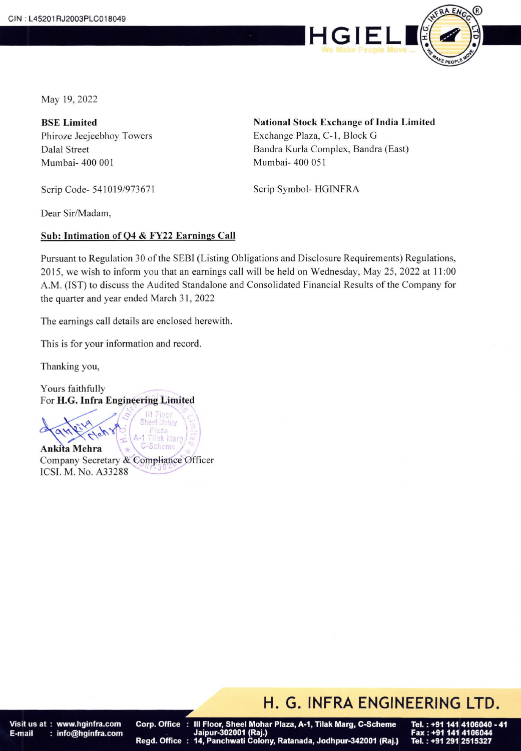CIN : L45201RJ2003PLC018049

HGIEL
We Make People Move ...

May 19, 2022

**BSE Limited**
Phiroze Jeejeebhoy Towers
Dalal Street
Mumbai- 400 001

Scrip Code- 541019/973671

**National Stock Exchange of India Limited**
Exchange Plaza, C-1, Block G
Bandra Kurla Complex, Bandra (East)
Mumbai- 400 051

Scrip Symbol- HGINFRA

Dear Sir/Madam,

**Sub: Intimation of Q4 & FY22 Earnings Call**

Pursuant to Regulation 30 of the SEBI (Listing Obligations and Disclosure Requirements) Regulations, 2015, we wish to inform you that an earnings call will be held on Wednesday, May 25, 2022 at 11:00 A.M. (IST) to discuss the Audited Standalone and Consolidated Financial Results of the Company for the quarter and year ended March 31, 2022

The earnings call details are enclosed herewith.

This is for your information and record.

Thanking you,

Yours faithfully
For **H.G. Infra Engineering Limited**

**Ankita Mehra**
Company Secretary & Compliance Officer
ICSI. M. No. A33288

**H. G. INFRA ENGINEERING LTD.**

Visit us at : www.hginfra.com
E-mail : info@hginfra.com

Corp. Office : III Floor, Sheel Mohar Plaza, A-1, Tilak Marg, C-Scheme Jaipur-302001 (Raj.)
Regd. Office : 14, Panchwati Colony, Ratanada, Jodhpur-342001 (Raj.)

Tel. : +91 141 4106040 - 41
Fax : +91 141 4106044
Tel. : +91 291 2515327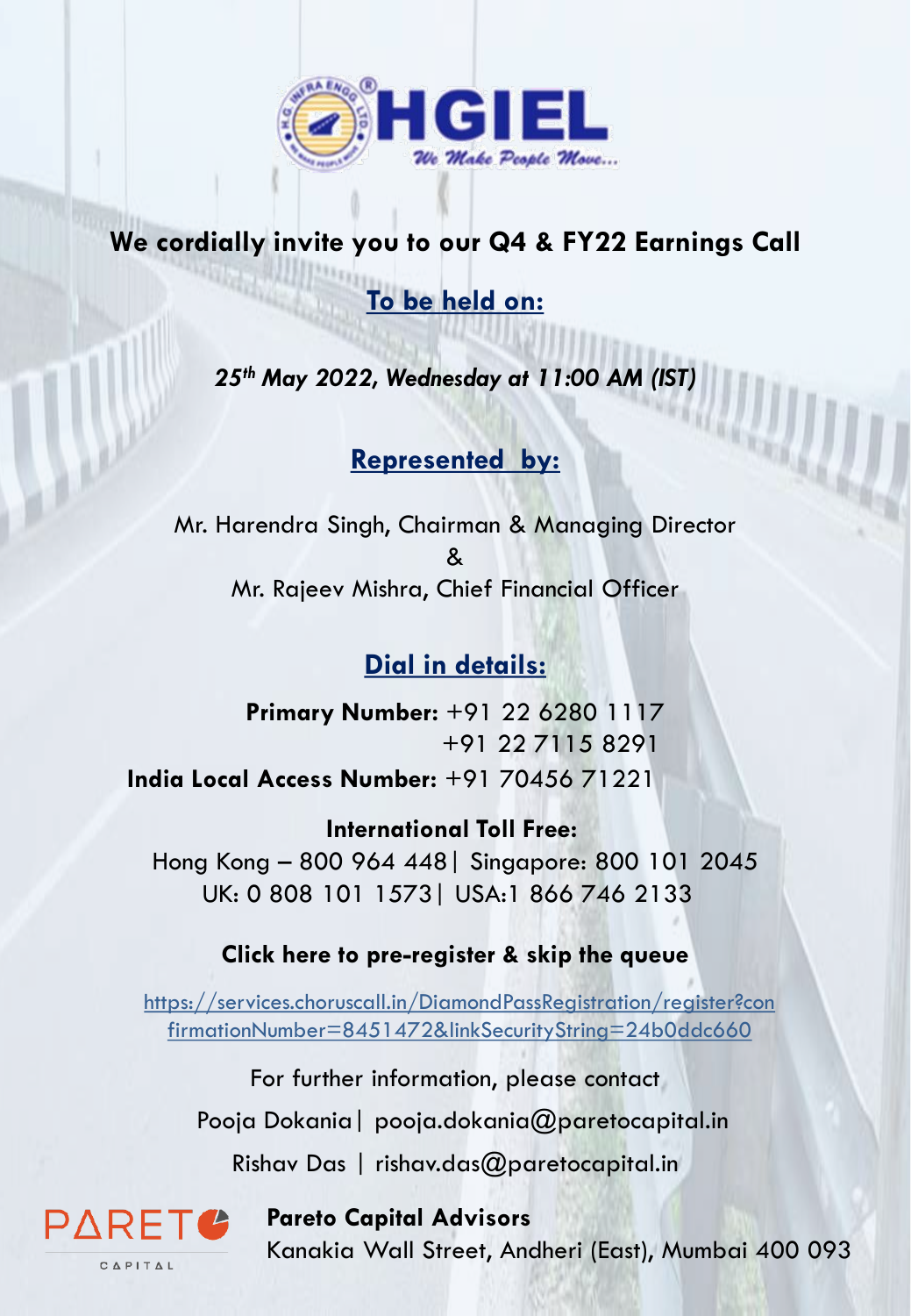HGIEL

*We Make People Move...*

## We cordially invite you to our Q4 & FY22 Earnings Call

**To be held on:**

***25th May 2022, Wednesday at 11:00 AM (IST)***

**Represented by:**

Mr. Harendra Singh, Chairman & Managing Director

&

Mr. Rajeev Mishra, Chief Financial Officer

**Dial in details:**

**Primary Number:** +91 22 6280 1117

+91 22 7115 8291

**India Local Access Number:** +91 70456 71221

**International Toll Free:**

Hong Kong – 800 964 448 | Singapore: 800 101 2045

UK: 0 808 101 1573 | USA:1 866 746 2133

**Click here to pre-register & skip the queue**

https://services.choruscall.in/DiamondPassRegistration/register?confirmationNumber=8451472&linkSecurityString=24b0ddc660

For further information, please contact

Pooja Dokania | pooja.dokania@paretocapital.in

Rishav Das | rishav.das@paretocapital.in

PARETO CAPITAL

**Pareto Capital Advisors**

Kanakia Wall Street, Andheri (East), Mumbai 400 093